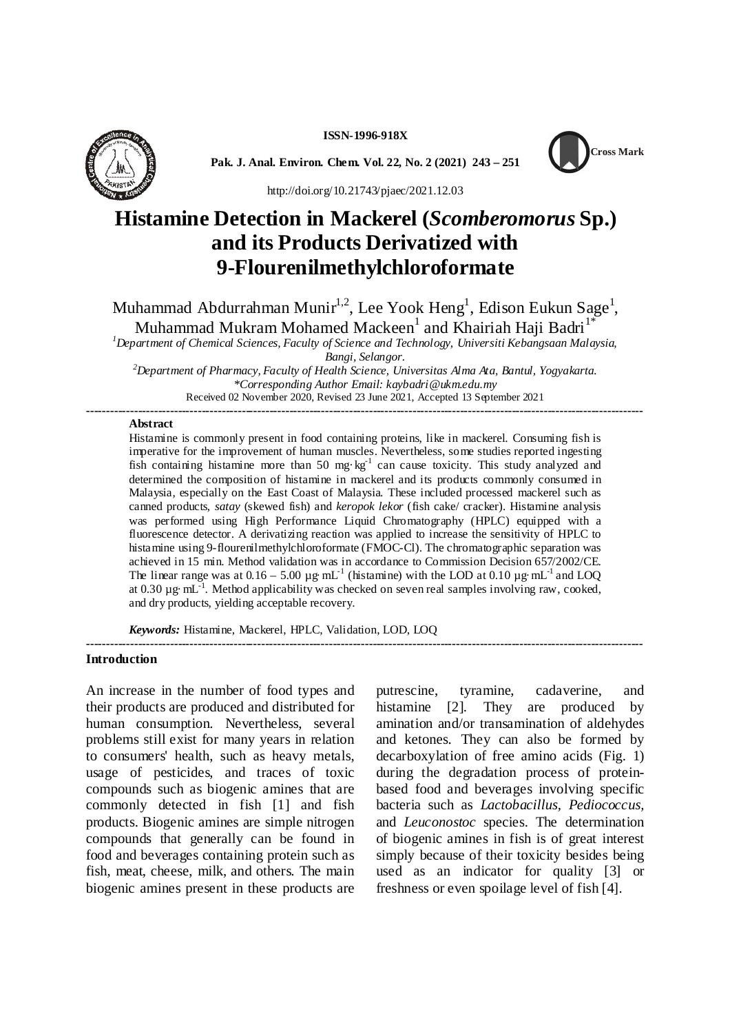ISSN-1996-918X

Pak. J. Anal. Environ. Chem. Vol. 22, No. 2 (2021) 243 – 251

http://doi.org/10.21743/pjaec/2021.12.03

# Histamine Detection in Mackerel (*Scomberomorus* Sp.) and its Products Derivatized with 9-Flourenilmethylchloroformate

Muhammad Abdurrahman Munir[1,2], Lee Yook Heng[1], Edison Eukun Sage[1], Muhammad Mukram Mohamed Mackeen[1] and Khairiah Haji Badri[1*]

[1]*Department of Chemical Sciences, Faculty of Science and Technology, Universiti Kebangsaan Malaysia, Bangi, Selangor.*

[2]*Department of Pharmacy, Faculty of Health Science, Universitas Alma Ata, Bantul, Yogyakarta.*

*\*Corresponding Author Email: kaybadri@ukm.edu.my*

Received 02 November 2020, Revised 23 June 2021, Accepted 13 September 2021

---

**Abstract**

Histamine is commonly present in food containing proteins, like in mackerel. Consuming fish is imperative for the improvement of human muscles. Nevertheless, some studies reported ingesting fish containing histamine more than 50 $mg \cdot kg^{-1}$ can cause toxicity. This study analyzed and determined the composition of histamine in mackerel and its products commonly consumed in Malaysia, especially on the East Coast of Malaysia. These included processed mackerel such as canned products, *satay* (skewed fish) and *keropok lekor* (fish cake/ cracker). Histamine analysis was performed using High Performance Liquid Chromatography (HPLC) equipped with a fluorescence detector. A derivatizing reaction was applied to increase the sensitivity of HPLC to histamine using 9-flourenilmethylchloroformate (FMOC-Cl). The chromatographic separation was achieved in 15 min. Method validation was in accordance to Commission Decision 657/2002/CE. The linear range was at 0.16 – 5.00 $\mu g \cdot mL^{-1}$ (histamine) with the LOD at 0.10 $\mu g \cdot mL^{-1}$ and LOQ at 0.30 $\mu g \cdot mL^{-1}$. Method applicability was checked on seven real samples involving raw, cooked, and dry products, yielding acceptable recovery.

***Keywords:*** Histamine, Mackerel, HPLC, Validation, LOD, LOQ

---

## Introduction

An increase in the number of food types and their products are produced and distributed for human consumption. Nevertheless, several problems still exist for many years in relation to consumers' health, such as heavy metals, usage of pesticides, and traces of toxic compounds such as biogenic amines that are commonly detected in fish [1] and fish products. Biogenic amines are simple nitrogen compounds that generally can be found in food and beverages containing protein such as fish, meat, cheese, milk, and others. The main biogenic amines present in these products are putrescine, tyramine, cadaverine, and histamine [2]. They are produced by amination and/or transamination of aldehydes and ketones. They can also be formed by decarboxylation of free amino acids (Fig. 1) during the degradation process of protein-based food and beverages involving specific bacteria such as *Lactobacillus*, *Pediococcus*, and *Leuconostoc* species. The determination of biogenic amines in fish is of great interest simply because of their toxicity besides being used as an indicator for quality [3] or freshness or even spoilage level of fish [4].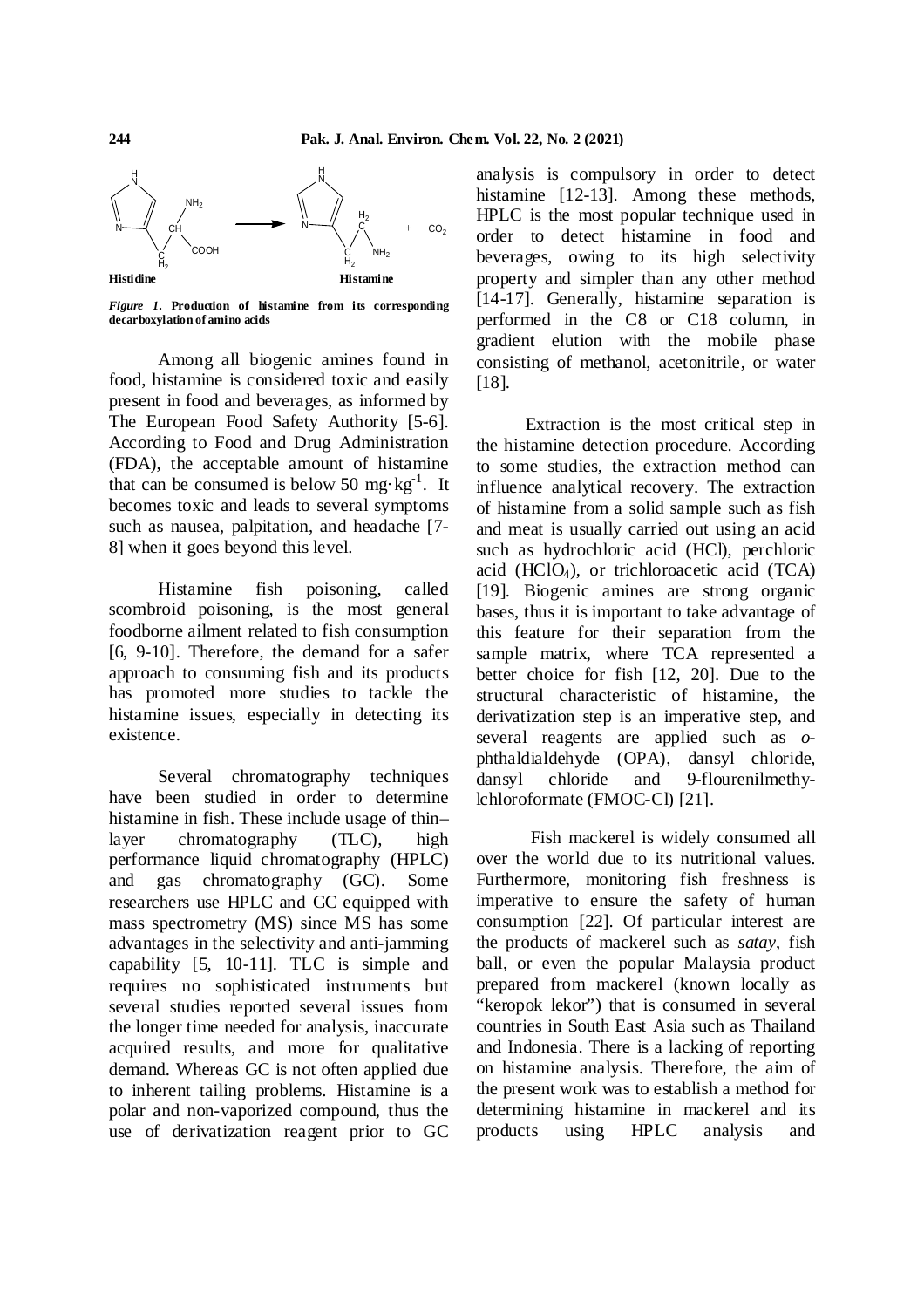**Figure 1.** Production of histamine from its corresponding decarboxylation of amino acids

Among all biogenic amines found in food, histamine is considered toxic and easily present in food and beverages, as informed by The European Food Safety Authority [5-6]. According to Food and Drug Administration (FDA), the acceptable amount of histamine that can be consumed is below 50 mg·kg$^{-1}$. It becomes toxic and leads to several symptoms such as nausea, palpitation, and headache [7-8] when it goes beyond this level.

Histamine fish poisoning, called scombroid poisoning, is the most general foodborne ailment related to fish consumption [6, 9-10]. Therefore, the demand for a safer approach to consuming fish and its products has promoted more studies to tackle the histamine issues, especially in detecting its existence.

Several chromatography techniques have been studied in order to determine histamine in fish. These include usage of thin–layer chromatography (TLC), high performance liquid chromatography (HPLC) and gas chromatography (GC). Some researchers use HPLC and GC equipped with mass spectrometry (MS) since MS has some advantages in the selectivity and anti-jamming capability [5, 10-11]. TLC is simple and requires no sophisticated instruments but several studies reported several issues from the longer time needed for analysis, inaccurate acquired results, and more for qualitative demand. Whereas GC is not often applied due to inherent tailing problems. Histamine is a polar and non-vaporized compound, thus the use of derivatization reagent prior to GC analysis is compulsory in order to detect histamine [12-13]. Among these methods, HPLC is the most popular technique used in order to detect histamine in food and beverages, owing to its high selectivity property and simpler than any other method [14-17]. Generally, histamine separation is performed in the C8 or C18 column, in gradient elution with the mobile phase consisting of methanol, acetonitrile, or water [18].

Extraction is the most critical step in the histamine detection procedure. According to some studies, the extraction method can influence analytical recovery. The extraction of histamine from a solid sample such as fish and meat is usually carried out using an acid such as hydrochloric acid (HCl), perchloric acid ($HClO_4$), or trichloroacetic acid (TCA) [19]. Biogenic amines are strong organic bases, thus it is important to take advantage of this feature for their separation from the sample matrix, where TCA represented a better choice for fish [12, 20]. Due to the structural characteristic of histamine, the derivatization step is an imperative step, and several reagents are applied such as *o*-phthaldialdehyde (OPA), dansyl chloride, dansyl chloride and 9-flourenilmethy-lchloroformate (FMOC-Cl) [21].

Fish mackerel is widely consumed all over the world due to its nutritional values. Furthermore, monitoring fish freshness is imperative to ensure the safety of human consumption [22]. Of particular interest are the products of mackerel such as *satay*, fish ball, or even the popular Malaysia product prepared from mackerel (known locally as "keropok lekor") that is consumed in several countries in South East Asia such as Thailand and Indonesia. There is a lacking of reporting on histamine analysis. Therefore, the aim of the present work was to establish a method for determining histamine in mackerel and its products using HPLC analysis and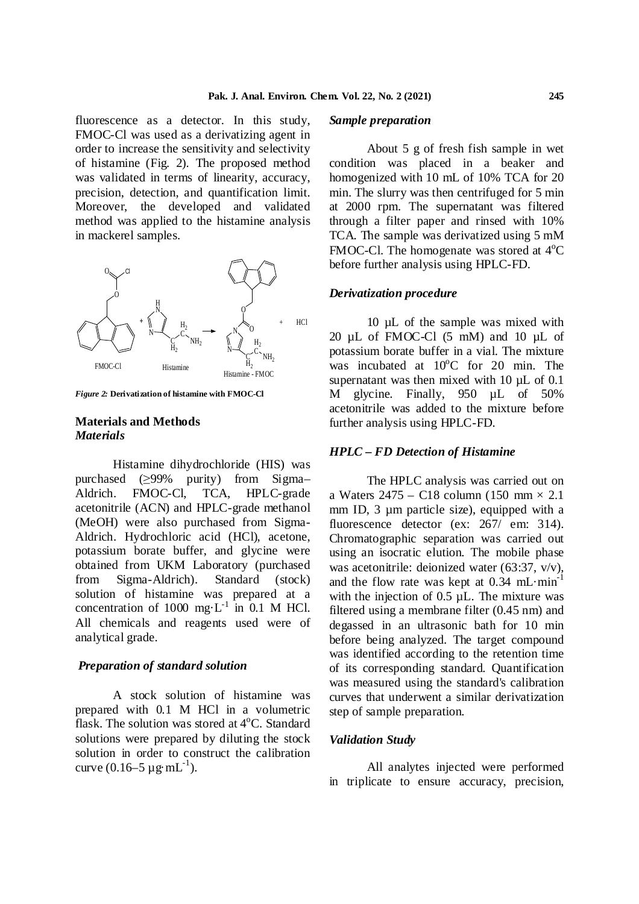fluorescence as a detector. In this study, FMOC-Cl was used as a derivatizing agent in order to increase the sensitivity and selectivity of histamine (Fig. 2). The proposed method was validated in terms of linearity, accuracy, precision, detection, and quantification limit. Moreover, the developed and validated method was applied to the histamine analysis in mackerel samples.

*Figure 2:* **Derivatization of histamine with FMOC-Cl**

## Materials and Methods

### *Materials*

Histamine dihydrochloride (HIS) was purchased (≥99% purity) from Sigma–Aldrich. FMOC-Cl, TCA, HPLC-grade acetonitrile (ACN) and HPLC-grade methanol (MeOH) were also purchased from Sigma-Aldrich. Hydrochloric acid (HCl), acetone, potassium borate buffer, and glycine were obtained from UKM Laboratory (purchased from Sigma-Aldrich). Standard (stock) solution of histamine was prepared at a concentration of 1000 $mg \cdot L^{-1}$ in 0.1 M HCl. All chemicals and reagents used were of analytical grade.

### *Preparation of standard solution*

A stock solution of histamine was prepared with 0.1 M HCl in a volumetric flask. The solution was stored at $4^{o}C$. Standard solutions were prepared by diluting the stock solution in order to construct the calibration curve (0.16–5 $\mu g \cdot mL^{-1}$).

### *Sample preparation*

About 5 g of fresh fish sample in wet condition was placed in a beaker and homogenized with 10 mL of 10% TCA for 20 min. The slurry was then centrifuged for 5 min at 2000 rpm. The supernatant was filtered through a filter paper and rinsed with 10% TCA. The sample was derivatized using 5 mM FMOC-Cl. The homogenate was stored at $4^{o}C$ before further analysis using HPLC-FD.

### *Derivatization procedure*

10 µL of the sample was mixed with 20 µL of FMOC-Cl (5 mM) and 10 µL of potassium borate buffer in a vial. The mixture was incubated at $10^{o}C$ for 20 min. The supernatant was then mixed with 10 µL of 0.1 M glycine. Finally, 950 µL of 50% acetonitrile was added to the mixture before further analysis using HPLC-FD.

### *HPLC – FD Detection of Histamine*

The HPLC analysis was carried out on a Waters 2475 – C18 column (150 mm × 2.1 mm ID, 3 µm particle size), equipped with a fluorescence detector (ex: 267/ em: 314). Chromatographic separation was carried out using an isocratic elution. The mobile phase was acetonitrile: deionized water (63:37, v/v), and the flow rate was kept at 0.34 $mL \cdot min^{-1}$ with the injection of 0.5 µL. The mixture was filtered using a membrane filter (0.45 nm) and degassed in an ultrasonic bath for 10 min before being analyzed. The target compound was identified according to the retention time of its corresponding standard. Quantification was measured using the standard's calibration curves that underwent a similar derivatization step of sample preparation.

### *Validation Study*

All analytes injected were performed in triplicate to ensure accuracy, precision,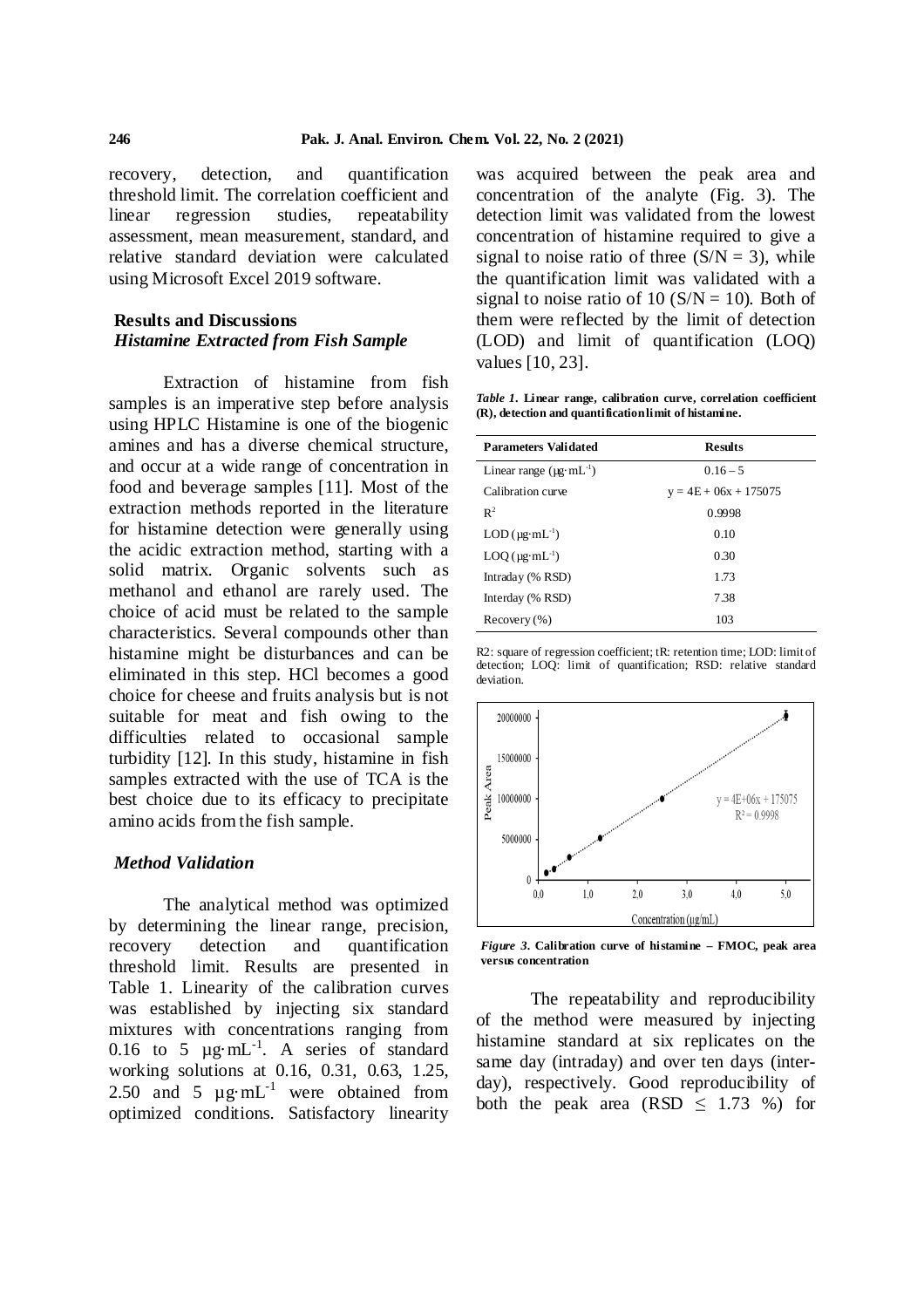recovery, detection, and quantification threshold limit. The correlation coefficient and linear regression studies, repeatability assessment, mean measurement, standard, and relative standard deviation were calculated using Microsoft Excel 2019 software.

## Results and Discussions

### *Histamine Extracted from Fish Sample*

Extraction of histamine from fish samples is an imperative step before analysis using HPLC Histamine is one of the biogenic amines and has a diverse chemical structure, and occur at a wide range of concentration in food and beverage samples [11]. Most of the extraction methods reported in the literature for histamine detection were generally using the acidic extraction method, starting with a solid matrix. Organic solvents such as methanol and ethanol are rarely used. The choice of acid must be related to the sample characteristics. Several compounds other than histamine might be disturbances and can be eliminated in this step. HCl becomes a good choice for cheese and fruits analysis but is not suitable for meat and fish owing to the difficulties related to occasional sample turbidity [12]. In this study, histamine in fish samples extracted with the use of TCA is the best choice due to its efficacy to precipitate amino acids from the fish sample.

### *Method Validation*

The analytical method was optimized by determining the linear range, precision, recovery detection and quantification threshold limit. Results are presented in Table 1. Linearity of the calibration curves was established by injecting six standard mixtures with concentrations ranging from 0.16 to 5 $\mu g \cdot mL^{-1}$. A series of standard working solutions at 0.16, 0.31, 0.63, 1.25, 2.50 and 5 $\mu g \cdot mL^{-1}$ were obtained from optimized conditions. Satisfactory linearity was acquired between the peak area and concentration of the analyte (Fig. 3). The detection limit was validated from the lowest concentration of histamine required to give a signal to noise ratio of three (S/N = 3), while the quantification limit was validated with a signal to noise ratio of 10 (S/N = 10). Both of them were reflected by the limit of detection (LOD) and limit of quantification (LOQ) values [10, 23].

*Table 1.* **Linear range, calibration curve, correlation coefficient (R), detection and quantification limit of histamine.**

| Parameters Validated | Results |
|---|---|
| Linear range ($\mu g \cdot mL^{-1}$) | 0.16 – 5 |
| Calibration curve | y = 4E + 06x + 175075 |
| $R^2$ | 0.9998 |
| LOD ($\mu g \cdot mL^{-1}$) | 0.10 |
| LOQ ($\mu g \cdot mL^{-1}$) | 0.30 |
| Intraday (% RSD) | 1.73 |
| Interday (% RSD) | 7.38 |
| Recovery (%) | 103 |

R2: square of regression coefficient; tR: retention time; LOD: limit of detection; LOQ: limit of quantification; RSD: relative standard deviation.

*Figure 3.* **Calibration curve of histamine – FMOC, peak area versus concentration**

The repeatability and reproducibility of the method were measured by injecting histamine standard at six replicates on the same day (intraday) and over ten days (inter-day), respectively. Good reproducibility of both the peak area (RSD $\leq$ 1.73 %) for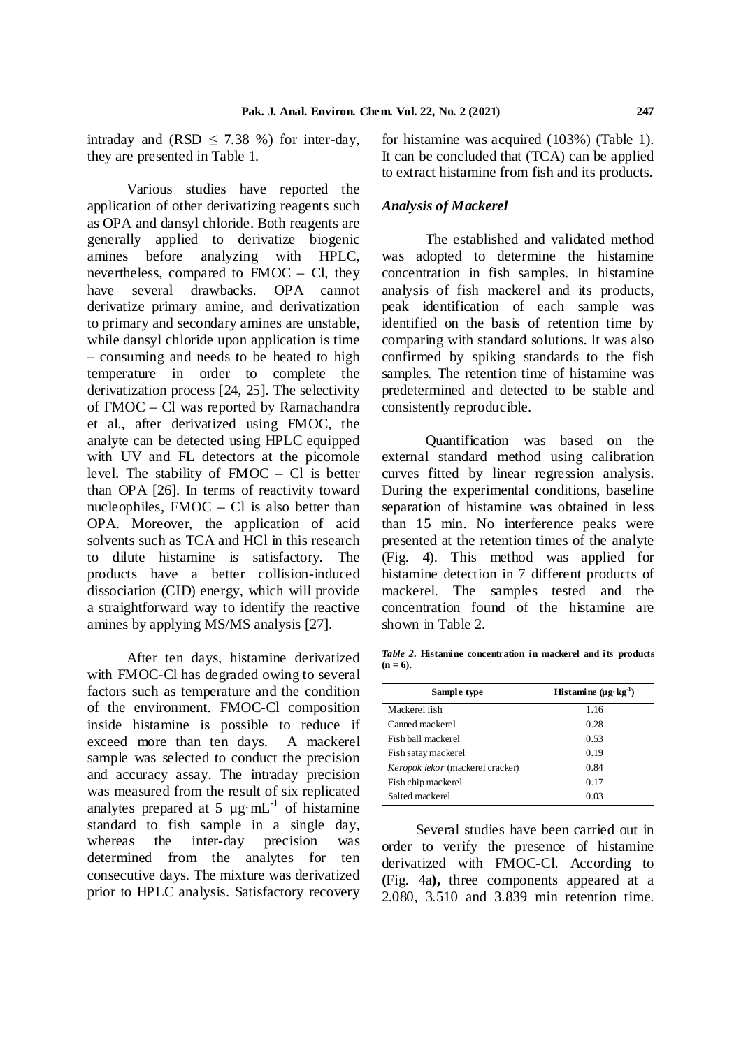intraday and (RSD $\leq$ 7.38 %) for inter-day, they are presented in Table 1.

Various studies have reported the application of other derivatizing reagents such as OPA and dansyl chloride. Both reagents are generally applied to derivatize biogenic amines before analyzing with HPLC, nevertheless, compared to FMOC – Cl, they have several drawbacks. OPA cannot derivatize primary amine, and derivatization to primary and secondary amines are unstable, while dansyl chloride upon application is time – consuming and needs to be heated to high temperature in order to complete the derivatization process [24, 25]. The selectivity of FMOC – Cl was reported by Ramachandra et al., after derivatized using FMOC, the analyte can be detected using HPLC equipped with UV and FL detectors at the picomole level. The stability of FMOC – Cl is better than OPA [26]. In terms of reactivity toward nucleophiles, FMOC – Cl is also better than OPA. Moreover, the application of acid solvents such as TCA and HCl in this research to dilute histamine is satisfactory. The products have a better collision-induced dissociation (CID) energy, which will provide a straightforward way to identify the reactive amines by applying MS/MS analysis [27].

After ten days, histamine derivatized with FMOC-Cl has degraded owing to several factors such as temperature and the condition of the environment. FMOC-Cl composition inside histamine is possible to reduce if exceed more than ten days. A mackerel sample was selected to conduct the precision and accuracy assay. The intraday precision was measured from the result of six replicated analytes prepared at 5 $\mu g \cdot mL^{-1}$ of histamine standard to fish sample in a single day, whereas the inter-day precision was determined from the analytes for ten consecutive days. The mixture was derivatized prior to HPLC analysis. Satisfactory recovery for histamine was acquired (103%) (Table 1). It can be concluded that (TCA) can be applied to extract histamine from fish and its products.

### *Analysis of Mackerel*

The established and validated method was adopted to determine the histamine concentration in fish samples. In histamine analysis of fish mackerel and its products, peak identification of each sample was identified on the basis of retention time by comparing with standard solutions. It was also confirmed by spiking standards to the fish samples. The retention time of histamine was predetermined and detected to be stable and consistently reproducible.

Quantification was based on the external standard method using calibration curves fitted by linear regression analysis. During the experimental conditions, baseline separation of histamine was obtained in less than 15 min. No interference peaks were presented at the retention times of the analyte (Fig. 4). This method was applied for histamine detection in 7 different products of mackerel. The samples tested and the concentration found of the histamine are shown in Table 2.

***Table 2*. Histamine concentration in mackerel and its products (n = 6).**

| Sample type | Histamine ($\mu g \cdot kg^{-1}$) |
|---|---|
| Mackerel fish | 1.16 |
| Canned mackerel | 0.28 |
| Fish ball mackerel | 0.53 |
| Fish satay mackerel | 0.19 |
| *Keropok lekor* (mackerel cracker) | 0.84 |
| Fish chip mackerel | 0.17 |
| Salted mackerel | 0.03 |

Several studies have been carried out in order to verify the presence of histamine derivatized with FMOC-Cl. According to **(**Fig. 4a**),** three components appeared at a 2.080, 3.510 and 3.839 min retention time.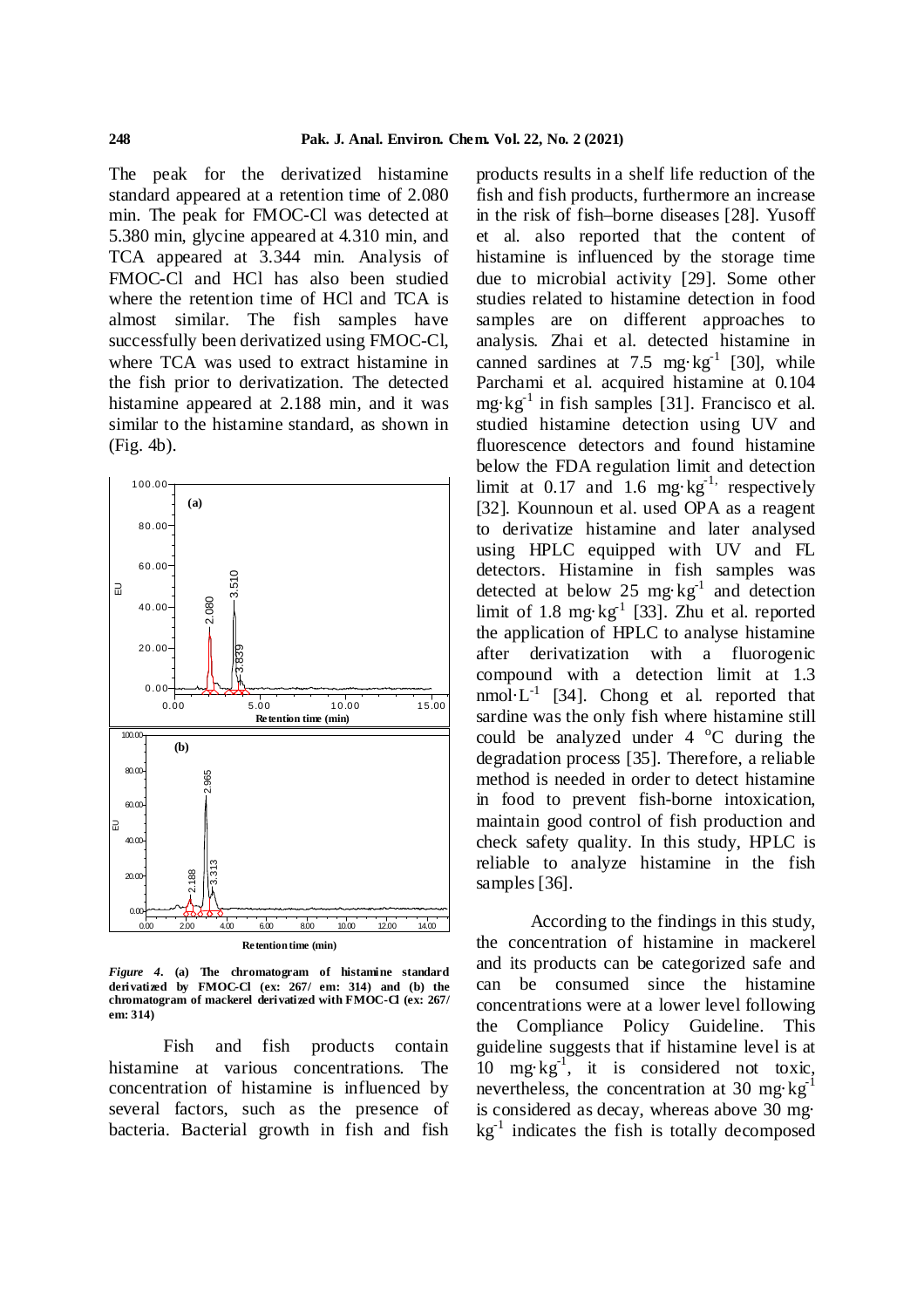The peak for the derivatized histamine standard appeared at a retention time of 2.080 min. The peak for FMOC-Cl was detected at 5.380 min, glycine appeared at 4.310 min, and TCA appeared at 3.344 min. Analysis of FMOC-Cl and HCl has also been studied where the retention time of HCl and TCA is almost similar. The fish samples have successfully been derivatized using FMOC-Cl, where TCA was used to extract histamine in the fish prior to derivatization. The detected histamine appeared at 2.188 min, and it was similar to the histamine standard, as shown in (Fig. 4b).

*Figure 4*. **(a) The chromatogram of histamine standard derivatized by FMOC-Cl (ex: 267/ em: 314) and (b) the chromatogram of mackerel derivatized with FMOC-Cl (ex: 267/ em: 314)**

Fish and fish products contain histamine at various concentrations. The concentration of histamine is influenced by several factors, such as the presence of bacteria. Bacterial growth in fish and fish products results in a shelf life reduction of the fish and fish products, furthermore an increase in the risk of fish–borne diseases [28]. Yusoff et al. also reported that the content of histamine is influenced by the storage time due to microbial activity [29]. Some other studies related to histamine detection in food samples are on different approaches to analysis. Zhai et al. detected histamine in canned sardines at 7.5 $mg \cdot kg^{-1}$ [30], while Parchami et al. acquired histamine at 0.104 $mg \cdot kg^{-1}$ in fish samples [31]. Francisco et al. studied histamine detection using UV and fluorescence detectors and found histamine below the FDA regulation limit and detection limit at 0.17 and 1.6 $mg \cdot kg^{-1}$, respectively [32]. Kounnoun et al. used OPA as a reagent to derivatize histamine and later analysed using HPLC equipped with UV and FL detectors. Histamine in fish samples was detected at below 25 $mg \cdot kg^{-1}$ and detection limit of 1.8 $mg \cdot kg^{-1}$ [33]. Zhu et al. reported the application of HPLC to analyse histamine after derivatization with a fluorogenic compound with a detection limit at 1.3 $nmol \cdot L^{-1}$ [34]. Chong et al. reported that sardine was the only fish where histamine still could be analyzed under 4 °C during the degradation process [35]. Therefore, a reliable method is needed in order to detect histamine in food to prevent fish-borne intoxication, maintain good control of fish production and check safety quality. In this study, HPLC is reliable to analyze histamine in the fish samples [36].

According to the findings in this study, the concentration of histamine in mackerel and its products can be categorized safe and can be consumed since the histamine concentrations were at a lower level following the Compliance Policy Guideline. This guideline suggests that if histamine level is at 10 $mg \cdot kg^{-1}$, it is considered not toxic, nevertheless, the concentration at 30 $mg \cdot kg^{-1}$ is considered as decay, whereas above 30 $mg \cdot kg^{-1}$ indicates the fish is totally decomposed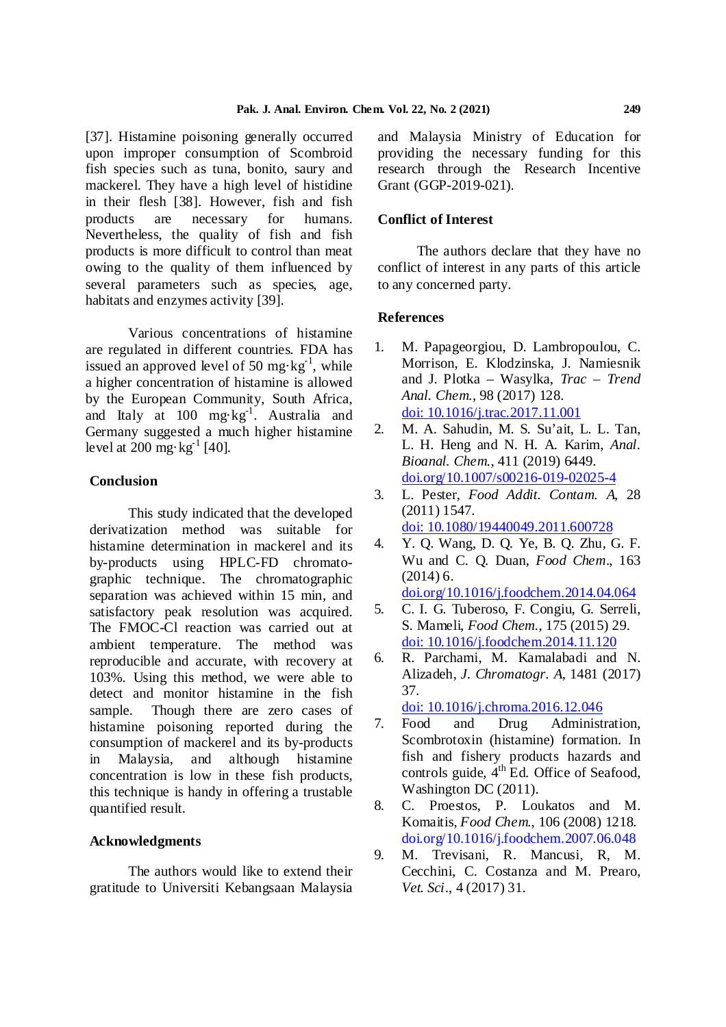[37]. Histamine poisoning generally occurred upon improper consumption of Scombroid fish species such as tuna, bonito, saury and mackerel. They have a high level of histidine in their flesh [38]. However, fish and fish products are necessary for humans. Nevertheless, the quality of fish and fish products is more difficult to control than meat owing to the quality of them influenced by several parameters such as species, age, habitats and enzymes activity [39].

Various concentrations of histamine are regulated in different countries. FDA has issued an approved level of 50 mg·kg$^{-1}$, while a higher concentration of histamine is allowed by the European Community, South Africa, and Italy at 100 mg·kg$^{-1}$. Australia and Germany suggested a much higher histamine level at 200 mg·kg$^{-1}$ [40].

## Conclusion

This study indicated that the developed derivatization method was suitable for histamine determination in mackerel and its by-products using HPLC-FD chromatographic technique. The chromatographic separation was achieved within 15 min, and satisfactory peak resolution was acquired. The FMOC-Cl reaction was carried out at ambient temperature. The method was reproducible and accurate, with recovery at 103%. Using this method, we were able to detect and monitor histamine in the fish sample. Though there are zero cases of histamine poisoning reported during the consumption of mackerel and its by-products in Malaysia, and although histamine concentration is low in these fish products, this technique is handy in offering a trustable quantified result.

## Acknowledgments

The authors would like to extend their gratitude to Universiti Kebangsaan Malaysia and Malaysia Ministry of Education for providing the necessary funding for this research through the Research Incentive Grant (GGP-2019-021).

## Conflict of Interest

The authors declare that they have no conflict of interest in any parts of this article to any concerned party.

## References

1. M. Papageorgiou, D. Lambropoulou, C. Morrison, E. Klodzinska, J. Namiesnik and J. Plotka – Wasylka, *Trac – Trend Anal. Chem.*, 98 (2017) 128. doi: 10.1016/j.trac.2017.11.001
2. M. A. Sahudin, M. S. Su'ait, L. L. Tan, L. H. Heng and N. H. A. Karim, *Anal. Bioanal. Chem.*, 411 (2019) 6449. doi.org/10.1007/s00216-019-02025-4
3. L. Pester, *Food Addit. Contam. A*, 28 (2011) 1547. doi: 10.1080/19440049.2011.600728
4. Y. Q. Wang, D. Q. Ye, B. Q. Zhu, G. F. Wu and C. Q. Duan, *Food Chem*., 163 (2014) 6. doi.org/10.1016/j.foodchem.2014.04.064
5. C. I. G. Tuberoso, F. Congiu, G. Serreli, S. Mameli, *Food Chem.*, 175 (2015) 29. doi: 10.1016/j.foodchem.2014.11.120
6. R. Parchami, M. Kamalabadi and N. Alizadeh, *J. Chromatogr. A*, 1481 (2017) 37. doi: 10.1016/j.chroma.2016.12.046
7. Food and Drug Administration, Scombrotoxin (histamine) formation. In fish and fishery products hazards and controls guide, 4th Ed. Office of Seafood, Washington DC (2011).
8. C. Proestos, P. Loukatos and M. Komaitis, *Food Chem.*, 106 (2008) 1218. doi.org/10.1016/j.foodchem.2007.06.048
9. M. Trevisani, R. Mancusi, R, M. Cecchini, C. Costanza and M. Prearo, *Vet. Sci*., 4 (2017) 31.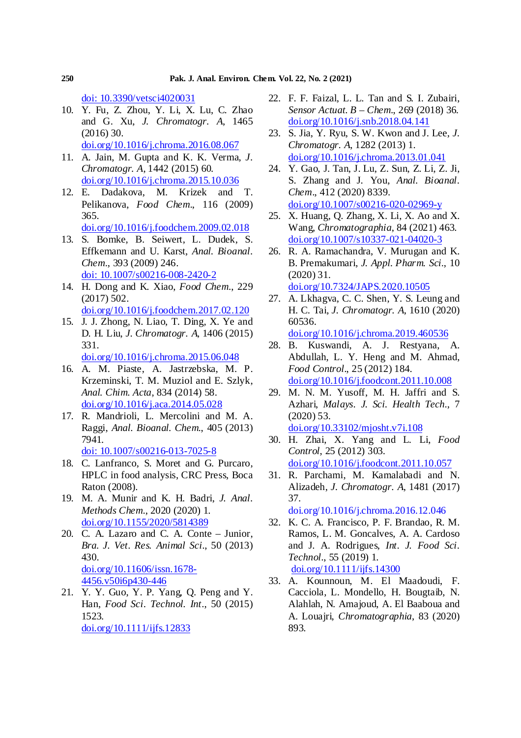doi: 10.3390/vetsci4020031

10. Y. Fu, Z. Zhou, Y. Li, X. Lu, C. Zhao and G. Xu, *J. Chromatogr. A*, 1465 (2016) 30. doi.org/10.1016/j.chroma.2016.08.067
11. A. Jain, M. Gupta and K. K. Verma, *J. Chromatogr. A*, 1442 (2015) 60. doi.org/10.1016/j.chroma.2015.10.036
12. E. Dadakova, M. Krizek and T. Pelikanova, *Food Chem*., 116 (2009) 365. doi.org/10.1016/j.foodchem.2009.02.018
13. S. Bomke, B. Seiwert, L. Dudek, S. Effkemann and U. Karst, *Anal. Bioanal. Chem*., 393 (2009) 246. doi: 10.1007/s00216-008-2420-2
14. H. Dong and K. Xiao, *Food Chem*., 229 (2017) 502. doi.org/10.1016/j.foodchem.2017.02.120
15. J. J. Zhong, N. Liao, T. Ding, X. Ye and D. H. Liu, *J. Chromatogr. A*, 1406 (2015) 331. doi.org/10.1016/j.chroma.2015.06.048
16. A. M. Piaste, A. Jastrzebska, M. P. Krzeminski, T. M. Muziol and E. Szlyk, *Anal. Chim. Acta*, 834 (2014) 58. doi.org/10.1016/j.aca.2014.05.028
17. R. Mandrioli, L. Mercolini and M. A. Raggi, *Anal. Bioanal. Chem*., 405 (2013) 7941. doi: 10.1007/s00216-013-7025-8
18. C. Lanfranco, S. Moret and G. Purcaro, HPLC in food analysis, CRC Press, Boca Raton (2008).
19. M. A. Munir and K. H. Badri, *J. Anal. Methods Chem*., 2020 (2020) 1. doi.org/10.1155/2020/5814389
20. C. A. Lazaro and C. A. Conte – Junior, *Bra. J. Vet. Res. Animal Sci*., 50 (2013) 430. doi.org/10.11606/issn.1678-4456.v50i6p430-446
21. Y. Y. Guo, Y. P. Yang, Q. Peng and Y. Han, *Food Sci. Technol. Int*., 50 (2015) 1523. doi.org/10.1111/ijfs.12833
22. F. F. Faizal, L. L. Tan and S. I. Zubairi, *Sensor Actuat. B – Chem*., 269 (2018) 36. doi.org/10.1016/j.snb.2018.04.141
23. S. Jia, Y. Ryu, S. W. Kwon and J. Lee, *J. Chromatogr. A*, 1282 (2013) 1. doi.org/10.1016/j.chroma.2013.01.041
24. Y. Gao, J. Tan, J. Lu, Z. Sun, Z. Li, Z. Ji, S. Zhang and J. You, *Anal. Bioanal. Chem*., 412 (2020) 8339. doi.org/10.1007/s00216-020-02969-y
25. X. Huang, Q. Zhang, X. Li, X. Ao and X. Wang, *Chromatographia*, 84 (2021) 463. doi.org/10.1007/s10337-021-04020-3
26. R. A. Ramachandra, V. Murugan and K. B. Premakumari, *J. Appl. Pharm. Sci*., 10 (2020) 31. doi.org/10.7324/JAPS.2020.10505
27. A. Lkhagva, C. C. Shen, Y. S. Leung and H. C. Tai, *J. Chromatogr. A*, 1610 (2020) 60536. doi.org/10.1016/j.chroma.2019.460536
28. B. Kuswandi, A. J. Restyana, A. Abdullah, L. Y. Heng and M. Ahmad, *Food Control*., 25 (2012) 184. doi.org/10.1016/j.foodcont.2011.10.008
29. M. N. M. Yusoff, M. H. Jaffri and S. Azhari, *Malays. J. Sci. Health Tech*., 7 (2020) 53. doi.org/10.33102/mjosht.v7i.108
30. H. Zhai, X. Yang and L. Li, *Food Control*, 25 (2012) 303. doi.org/10.1016/j.foodcont.2011.10.057
31. R. Parchami, M. Kamalabadi and N. Alizadeh, *J. Chromatogr. A*, 1481 (2017) 37. doi.org/10.1016/j.chroma.2016.12.046
32. K. C. A. Francisco, P. F. Brandao, R. M. Ramos, L. M. Goncalves, A. A. Cardoso and J. A. Rodrigues, *Int. J. Food Sci. Technol*., 55 (2019) 1. doi.org/10.1111/ijfs.14300
33. A. Kounnoun, M. El Maadoudi, F. Cacciola, L. Mondello, H. Bougtaib, N. Alahlah, N. Amajoud, A. El Baaboua and A. Louajri, *Chromatographia*, 83 (2020) 893.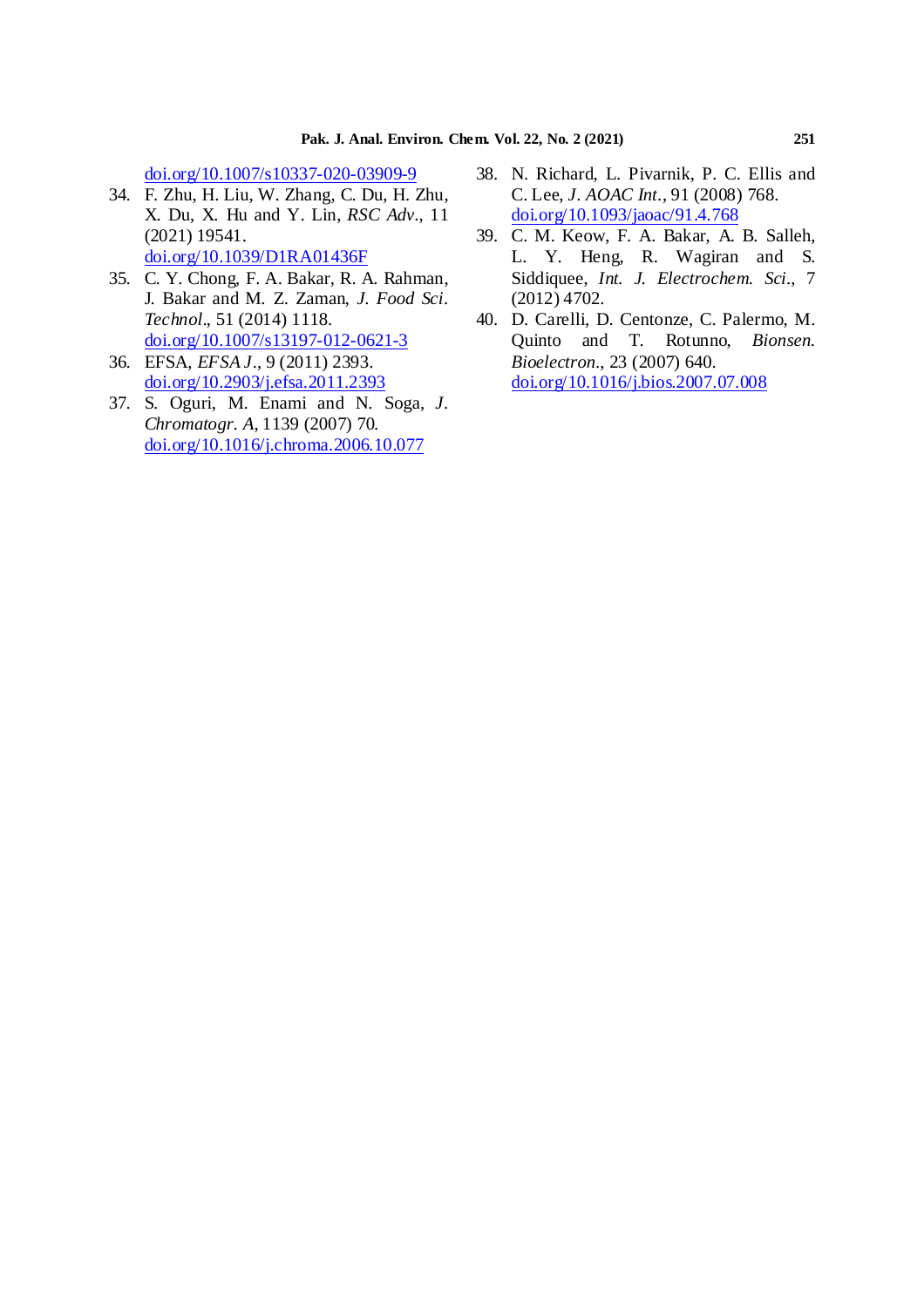doi.org/10.1007/s10337-020-03909-9

34. F. Zhu, H. Liu, W. Zhang, C. Du, H. Zhu, X. Du, X. Hu and Y. Lin, *RSC Adv*., 11 (2021) 19541. doi.org/10.1039/D1RA01436F
35. C. Y. Chong, F. A. Bakar, R. A. Rahman, J. Bakar and M. Z. Zaman, *J. Food Sci. Technol*., 51 (2014) 1118. doi.org/10.1007/s13197-012-0621-3
36. EFSA, *EFSA J*., 9 (2011) 2393. doi.org/10.2903/j.efsa.2011.2393
37. S. Oguri, M. Enami and N. Soga, *J. Chromatogr. A*, 1139 (2007) 70. doi.org/10.1016/j.chroma.2006.10.077
38. N. Richard, L. Pivarnik, P. C. Ellis and C. Lee, *J. AOAC Int*., 91 (2008) 768. doi.org/10.1093/jaoac/91.4.768
39. C. M. Keow, F. A. Bakar, A. B. Salleh, L. Y. Heng, R. Wagiran and S. Siddiquee, *Int. J. Electrochem. Sci*., 7 (2012) 4702.
40. D. Carelli, D. Centonze, C. Palermo, M. Quinto and T. Rotunno, *Bionsen. Bioelectron*., 23 (2007) 640. doi.org/10.1016/j.bios.2007.07.008